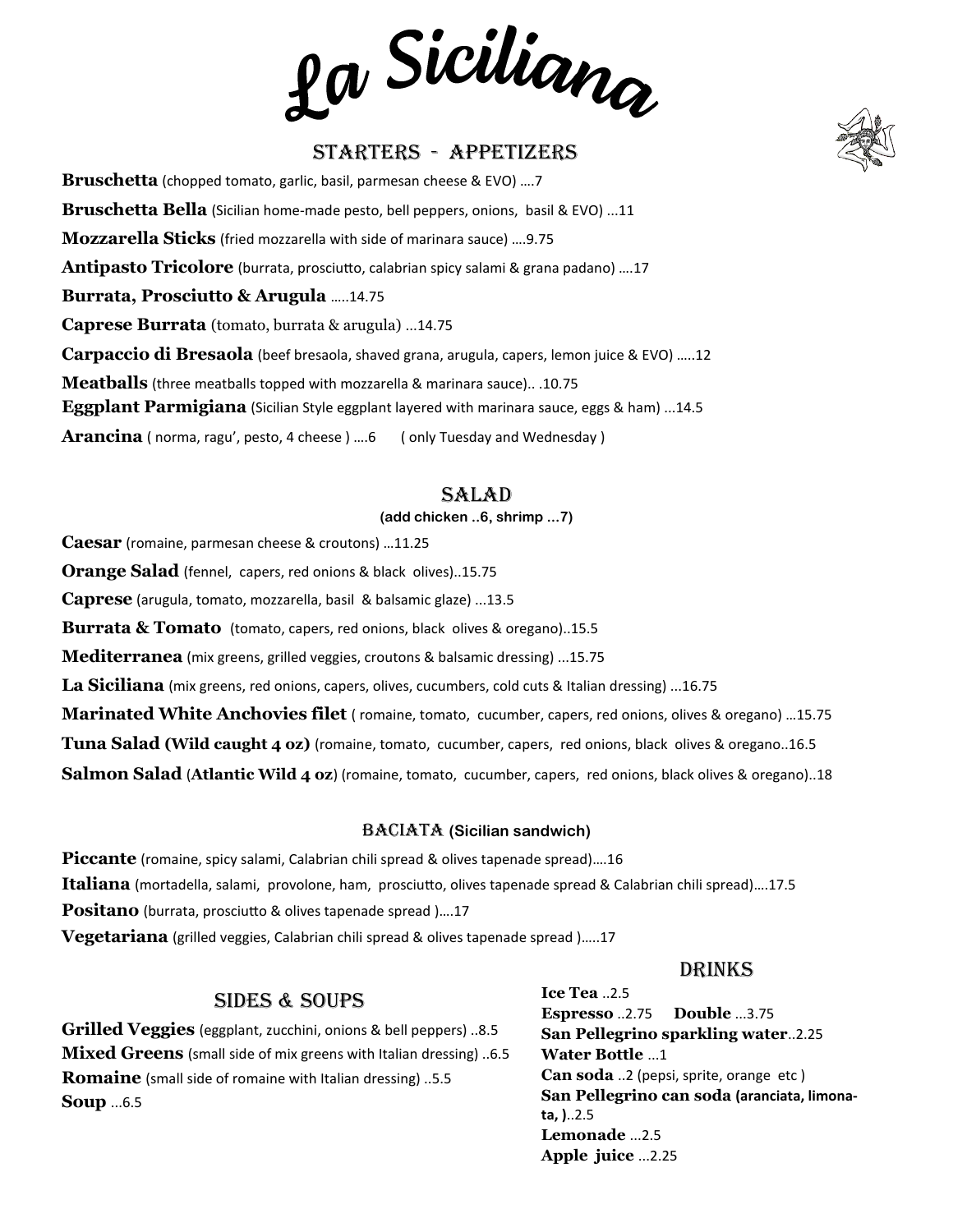# La Siciliana

## STARTERS - APPETIZERS

**Bruschetta** (chopped tomato, garlic, basil, parmesan cheese & EVO) ….7

**Bruschetta Bella** (Sicilian home-made pesto, bell peppers, onions, basil & EVO) ...11

**Mozzarella Sticks** (fried mozzarella with side of marinara sauce) ….9.75

**Antipasto Tricolore** (burrata, prosciutto, calabrian spicy salami & grana padano) ….17

**Burrata, Prosciutto & Arugula** …..14.75

**Caprese Burrata** (tomato, burrata & arugula) ...14.75

**Carpaccio di Bresaola** (beef bresaola, shaved grana, arugula, capers, lemon juice & EVO) …..12

**Meatballs** (three meatballs topped with mozzarella & marinara sauce).. .10.75

**Eggplant Parmigiana** (Sicilian Style eggplant layered with marinara sauce, eggs & ham) ...14.5

**Arancina** ( norma, ragu', pesto, 4 cheese ) ….6 ( only Tuesday and Wednesday )

## SALAD

**(add chicken ..6, shrimp ...7)**

**Caesar** (romaine, parmesan cheese & croutons) …11.25

**Orange Salad** (fennel, capers, red onions & black olives)..15.75

**Caprese** (arugula, tomato, mozzarella, basil & balsamic glaze) ...13.5

**Burrata & Tomato** (tomato, capers, red onions, black olives & oregano)..15.5

**Mediterranea** (mix greens, grilled veggies, croutons & balsamic dressing) ...15.75

**La Siciliana** (mix greens, red onions, capers, olives, cucumbers, cold cuts & Italian dressing) ...16.75

**Marinated White Anchovies filet** ( romaine, tomato, cucumber, capers, red onions, olives & oregano) …15.75

**Tuna Salad (Wild caught 4 oz)** (romaine, tomato, cucumber, capers, red onions, black olives & oregano..16.5

**Salmon Salad** (**Atlantic Wild 4 oz**) (romaine, tomato, cucumber, capers, red onions, black olives & oregano)..18

## BACIATA (Sicilian sandwich)

**Piccante** (romaine, spicy salami, Calabrian chili spread & olives tapenade spread)….16

**Italiana** (mortadella, salami, provolone, ham, prosciutto, olives tapenade spread & Calabrian chili spread)….17.5

**Positano** (burrata, prosciutto & olives tapenade spread )….17

**Vegetariana** (grilled veggies, Calabrian chili spread & olives tapenade spread )…..17

## SIDES & SOUPS

**Grilled Veggies** (eggplant, zucchini, onions & bell peppers) ..8.5

**Mixed Greens** (small side of mix greens with Italian dressing) ..6.5

**Romaine** (small side of romaine with Italian dressing) ..5.5

**Soup** ...6.5

## DRINKS

**Ice Tea** ..2.5

**Espresso** ..2.75 **Double** ...3.75

**San Pellegrino sparkling water**..2.25

**Water Bottle** ...1

**Can soda** ..2 (pepsi, sprite, orange etc )

**San Pellegrino can soda (aranciata, limonata, )**..2.5

**Lemonade** ...2.5

**Apple juice** ...2.25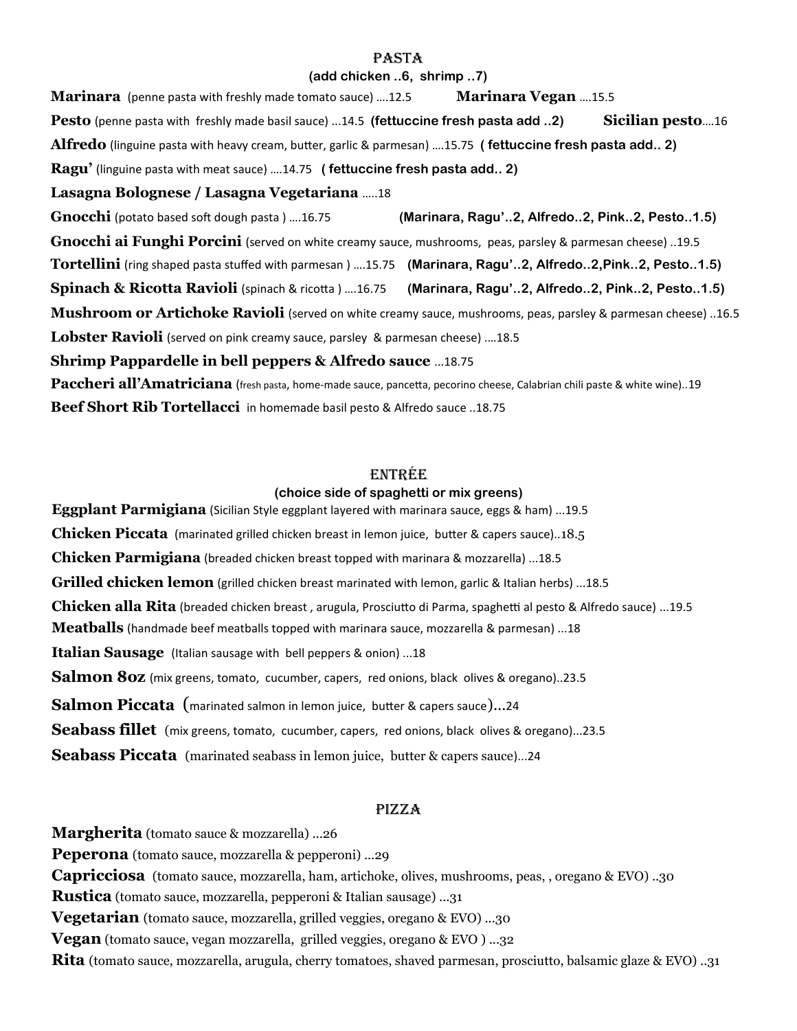## PASTA

**(add chicken ..6, shrimp ..7)**

**Marinara** (penne pasta with freshly made tomato sauce) ….12.5 **Marinara Vegan** ….15.5

**Pesto** (penne pasta with freshly made basil sauce) ...14.5 **(fettuccine fresh pasta add ..2)** **Sicilian pesto**….16

**Alfredo** (linguine pasta with heavy cream, butter, garlic & parmesan) ….15.75 **( fettuccine fresh pasta add.. 2)**

**Ragu'** (linguine pasta with meat sauce) ….14.75 **( fettuccine fresh pasta add.. 2)**

**Lasagna Bolognese / Lasagna Vegetariana** …..18

**Gnocchi** (potato based soft dough pasta ) ….16.75 **(Marinara, Ragu'..2, Alfredo..2, Pink..2, Pesto..1.5)**

**Gnocchi ai Funghi Porcini** (served on white creamy sauce, mushrooms, peas, parsley & parmesan cheese) ..19.5

**Tortellini** (ring shaped pasta stuffed with parmesan ) ….15.75 **(Marinara, Ragu'..2, Alfredo..2,Pink..2, Pesto..1.5)**

**Spinach & Ricotta Ravioli** (spinach & ricotta ) ….16.75 **(Marinara, Ragu'..2, Alfredo..2, Pink..2, Pesto..1.5)**

**Mushroom or Artichoke Ravioli** (served on white creamy sauce, mushrooms, peas, parsley & parmesan cheese) ..16.5

**Lobster Ravioli** (served on pink creamy sauce, parsley & parmesan cheese) ….18.5

**Shrimp Pappardelle in bell peppers & Alfredo sauce** …18.75

**Paccheri all'Amatriciana** (fresh pasta, home-made sauce, pancetta, pecorino cheese, Calabrian chili paste & white wine)..19

**Beef Short Rib Tortellacci** in homemade basil pesto & Alfredo sauce ..18.75

## ENTRÉE

**(choice side of spaghetti or mix greens)**

**Eggplant Parmigiana** (Sicilian Style eggplant layered with marinara sauce, eggs & ham) ...19.5

**Chicken Piccata** (marinated grilled chicken breast in lemon juice, butter & capers sauce)..18.5

**Chicken Parmigiana** (breaded chicken breast topped with marinara & mozzarella) ...18.5

**Grilled chicken lemon** (grilled chicken breast marinated with lemon, garlic & Italian herbs) ...18.5

**Chicken alla Rita** (breaded chicken breast , arugula, Prosciutto di Parma, spaghetti al pesto & Alfredo sauce) ...19.5

**Meatballs** (handmade beef meatballs topped with marinara sauce, mozzarella & parmesan) ...18

**Italian Sausage** (Italian sausage with bell peppers & onion) ...18

**Salmon 8oz** (mix greens, tomato, cucumber, capers, red onions, black olives & oregano)..23.5

**Salmon Piccata** (marinated salmon in lemon juice, butter & capers sauce)...24

**Seabass fillet** (mix greens, tomato, cucumber, capers, red onions, black olives & oregano)...23.5

**Seabass Piccata** (marinated seabass in lemon juice, butter & capers sauce)...24

## PIZZA

**Margherita** (tomato sauce & mozzarella) ...26

**Peperona** (tomato sauce, mozzarella & pepperoni) ...29

**Capricciosa** (tomato sauce, mozzarella, ham, artichoke, olives, mushrooms, peas, , oregano & EVO) ..30

**Rustica** (tomato sauce, mozzarella, pepperoni & Italian sausage) ...31

**Vegetarian** (tomato sauce, mozzarella, grilled veggies, oregano & EVO) ...30

**Vegan** (tomato sauce, vegan mozzarella, grilled veggies, oregano & EVO ) ...32

**Rita** (tomato sauce, mozzarella, arugula, cherry tomatoes, shaved parmesan, prosciutto, balsamic glaze & EVO) ..31